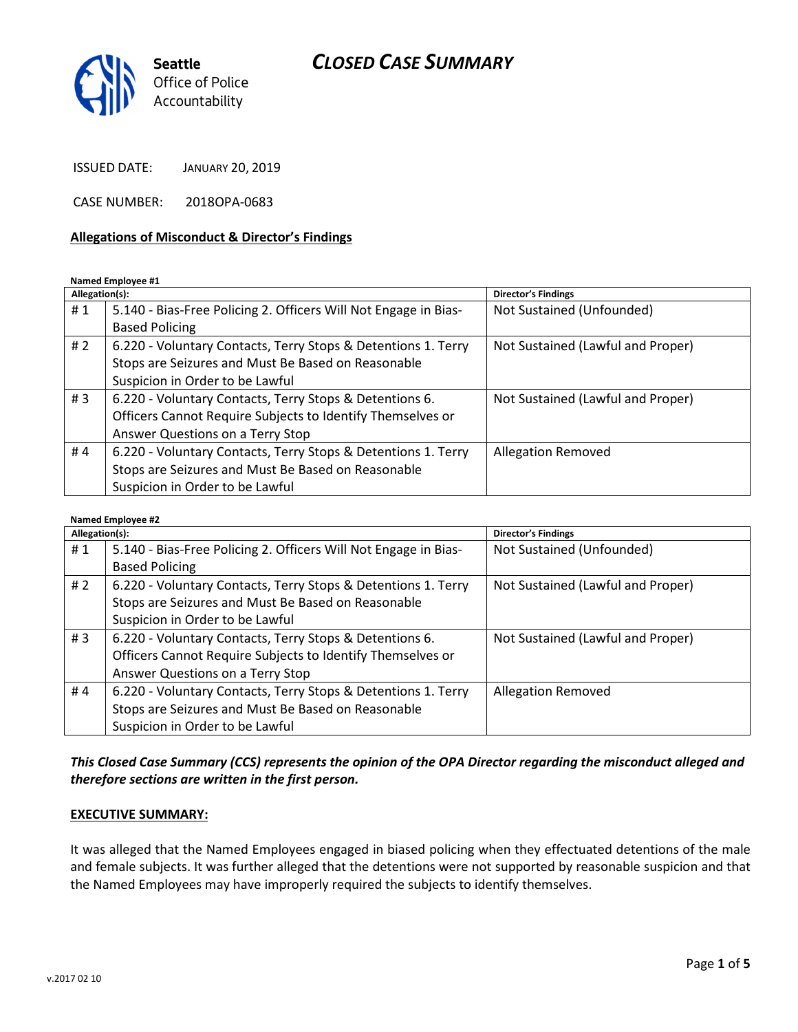Seattle Office of Police Accountability

# CLOSED CASE SUMMARY

ISSUED DATE: JANUARY 20, 2019

CASE NUMBER: 2018OPA-0683

## Allegations of Misconduct & Director's Findings

**Named Employee #1**

| Allegation(s): | | Director's Findings |
|---|---|---|
| # 1 | 5.140 - Bias-Free Policing 2. Officers Will Not Engage in Bias-Based Policing | Not Sustained (Unfounded) |
| # 2 | 6.220 - Voluntary Contacts, Terry Stops & Detentions 1. Terry Stops are Seizures and Must Be Based on Reasonable Suspicion in Order to be Lawful | Not Sustained (Lawful and Proper) |
| # 3 | 6.220 - Voluntary Contacts, Terry Stops & Detentions 6. Officers Cannot Require Subjects to Identify Themselves or Answer Questions on a Terry Stop | Not Sustained (Lawful and Proper) |
| # 4 | 6.220 - Voluntary Contacts, Terry Stops & Detentions 1. Terry Stops are Seizures and Must Be Based on Reasonable Suspicion in Order to be Lawful | Allegation Removed |

**Named Employee #2**

| Allegation(s): | | Director's Findings |
|---|---|---|
| # 1 | 5.140 - Bias-Free Policing 2. Officers Will Not Engage in Bias-Based Policing | Not Sustained (Unfounded) |
| # 2 | 6.220 - Voluntary Contacts, Terry Stops & Detentions 1. Terry Stops are Seizures and Must Be Based on Reasonable Suspicion in Order to be Lawful | Not Sustained (Lawful and Proper) |
| # 3 | 6.220 - Voluntary Contacts, Terry Stops & Detentions 6. Officers Cannot Require Subjects to Identify Themselves or Answer Questions on a Terry Stop | Not Sustained (Lawful and Proper) |
| # 4 | 6.220 - Voluntary Contacts, Terry Stops & Detentions 1. Terry Stops are Seizures and Must Be Based on Reasonable Suspicion in Order to be Lawful | Allegation Removed |

***This Closed Case Summary (CCS) represents the opinion of the OPA Director regarding the misconduct alleged and therefore sections are written in the first person.***

**EXECUTIVE SUMMARY:**

It was alleged that the Named Employees engaged in biased policing when they effectuated detentions of the male and female subjects. It was further alleged that the detentions were not supported by reasonable suspicion and that the Named Employees may have improperly required the subjects to identify themselves.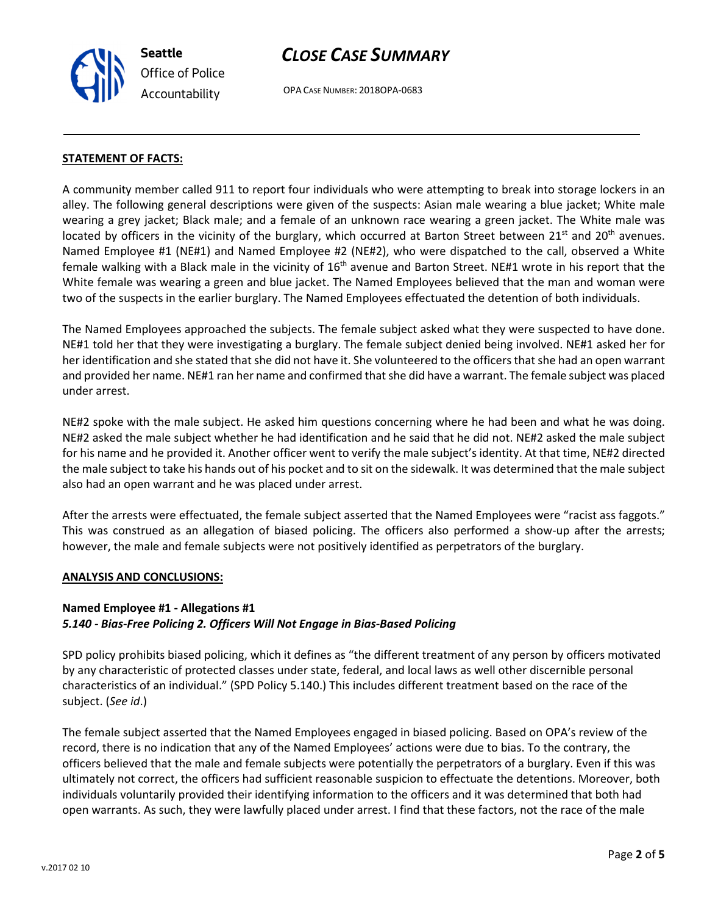**STATEMENT OF FACTS:**

A community member called 911 to report four individuals who were attempting to break into storage lockers in an alley. The following general descriptions were given of the suspects: Asian male wearing a blue jacket; White male wearing a grey jacket; Black male; and a female of an unknown race wearing a green jacket. The White male was located by officers in the vicinity of the burglary, which occurred at Barton Street between 21st and 20th avenues. Named Employee #1 (NE#1) and Named Employee #2 (NE#2), who were dispatched to the call, observed a White female walking with a Black male in the vicinity of 16th avenue and Barton Street. NE#1 wrote in his report that the White female was wearing a green and blue jacket. The Named Employees believed that the man and woman were two of the suspects in the earlier burglary. The Named Employees effectuated the detention of both individuals.

The Named Employees approached the subjects. The female subject asked what they were suspected to have done. NE#1 told her that they were investigating a burglary. The female subject denied being involved. NE#1 asked her for her identification and she stated that she did not have it. She volunteered to the officers that she had an open warrant and provided her name. NE#1 ran her name and confirmed that she did have a warrant. The female subject was placed under arrest.

NE#2 spoke with the male subject. He asked him questions concerning where he had been and what he was doing. NE#2 asked the male subject whether he had identification and he said that he did not. NE#2 asked the male subject for his name and he provided it. Another officer went to verify the male subject's identity. At that time, NE#2 directed the male subject to take his hands out of his pocket and to sit on the sidewalk. It was determined that the male subject also had an open warrant and he was placed under arrest.

After the arrests were effectuated, the female subject asserted that the Named Employees were "racist ass faggots." This was construed as an allegation of biased policing. The officers also performed a show-up after the arrests; however, the male and female subjects were not positively identified as perpetrators of the burglary.

**ANALYSIS AND CONCLUSIONS:**

**Named Employee #1 - Allegations #1**
***5.140 - Bias-Free Policing 2. Officers Will Not Engage in Bias-Based Policing***

SPD policy prohibits biased policing, which it defines as "the different treatment of any person by officers motivated by any characteristic of protected classes under state, federal, and local laws as well other discernible personal characteristics of an individual." (SPD Policy 5.140.) This includes different treatment based on the race of the subject. (*See id*.)

The female subject asserted that the Named Employees engaged in biased policing. Based on OPA's review of the record, there is no indication that any of the Named Employees' actions were due to bias. To the contrary, the officers believed that the male and female subjects were potentially the perpetrators of a burglary. Even if this was ultimately not correct, the officers had sufficient reasonable suspicion to effectuate the detentions. Moreover, both individuals voluntarily provided their identifying information to the officers and it was determined that both had open warrants. As such, they were lawfully placed under arrest. I find that these factors, not the race of the male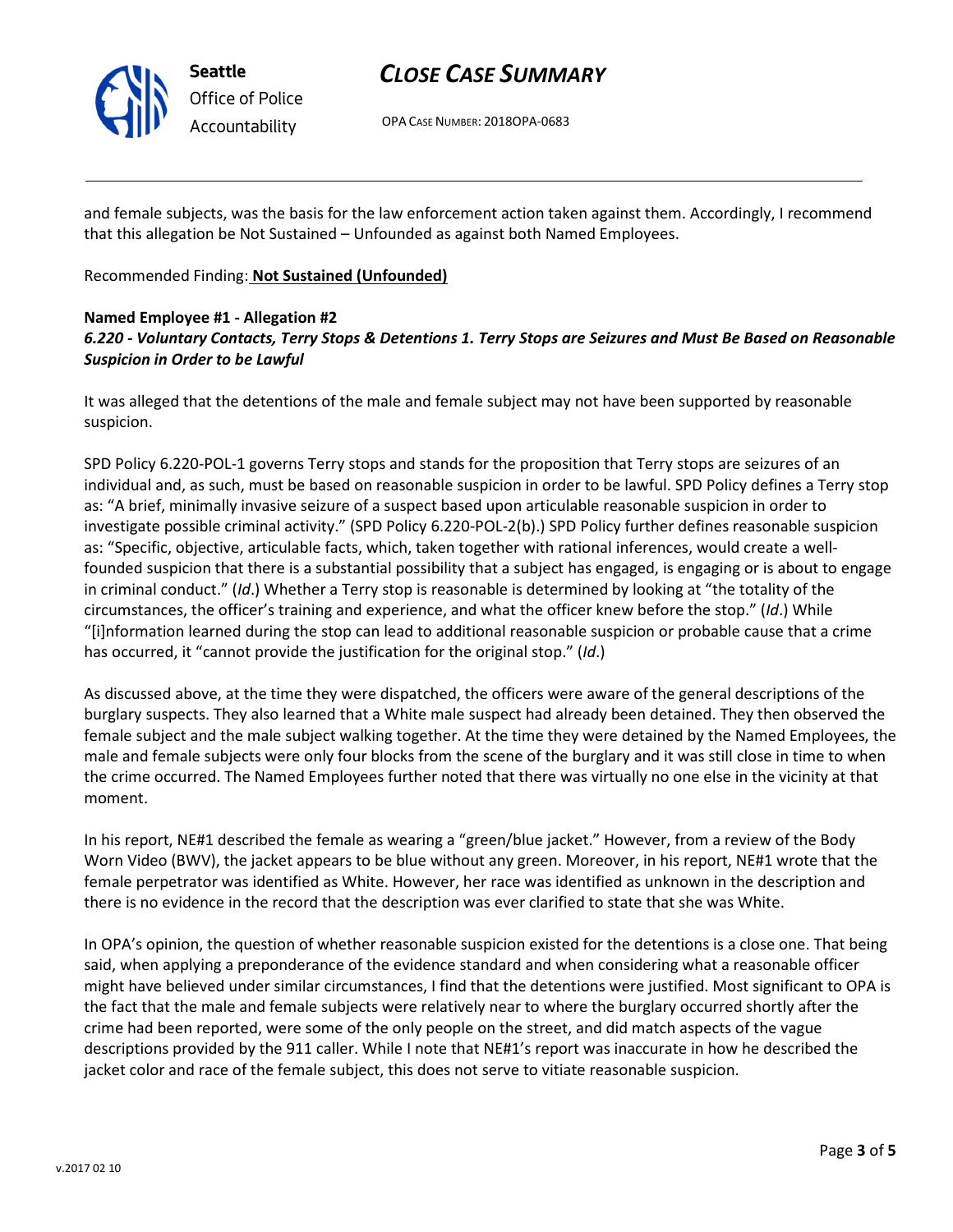and female subjects, was the basis for the law enforcement action taken against them. Accordingly, I recommend that this allegation be Not Sustained – Unfounded as against both Named Employees.

Recommended Finding: **Not Sustained (Unfounded)**

**Named Employee #1 - Allegation #2**
***6.220 - Voluntary Contacts, Terry Stops & Detentions 1. Terry Stops are Seizures and Must Be Based on Reasonable Suspicion in Order to be Lawful***

It was alleged that the detentions of the male and female subject may not have been supported by reasonable suspicion.

SPD Policy 6.220-POL-1 governs Terry stops and stands for the proposition that Terry stops are seizures of an individual and, as such, must be based on reasonable suspicion in order to be lawful. SPD Policy defines a Terry stop as: "A brief, minimally invasive seizure of a suspect based upon articulable reasonable suspicion in order to investigate possible criminal activity." (SPD Policy 6.220-POL-2(b).) SPD Policy further defines reasonable suspicion as: "Specific, objective, articulable facts, which, taken together with rational inferences, would create a well-founded suspicion that there is a substantial possibility that a subject has engaged, is engaging or is about to engage in criminal conduct." (*Id*.) Whether a Terry stop is reasonable is determined by looking at "the totality of the circumstances, the officer's training and experience, and what the officer knew before the stop." (*Id*.) While "[i]nformation learned during the stop can lead to additional reasonable suspicion or probable cause that a crime has occurred, it "cannot provide the justification for the original stop." (*Id*.)

As discussed above, at the time they were dispatched, the officers were aware of the general descriptions of the burglary suspects. They also learned that a White male suspect had already been detained. They then observed the female subject and the male subject walking together. At the time they were detained by the Named Employees, the male and female subjects were only four blocks from the scene of the burglary and it was still close in time to when the crime occurred. The Named Employees further noted that there was virtually no one else in the vicinity at that moment.

In his report, NE#1 described the female as wearing a "green/blue jacket." However, from a review of the Body Worn Video (BWV), the jacket appears to be blue without any green. Moreover, in his report, NE#1 wrote that the female perpetrator was identified as White. However, her race was identified as unknown in the description and there is no evidence in the record that the description was ever clarified to state that she was White.

In OPA's opinion, the question of whether reasonable suspicion existed for the detentions is a close one. That being said, when applying a preponderance of the evidence standard and when considering what a reasonable officer might have believed under similar circumstances, I find that the detentions were justified. Most significant to OPA is the fact that the male and female subjects were relatively near to where the burglary occurred shortly after the crime had been reported, were some of the only people on the street, and did match aspects of the vague descriptions provided by the 911 caller. While I note that NE#1's report was inaccurate in how he described the jacket color and race of the female subject, this does not serve to vitiate reasonable suspicion.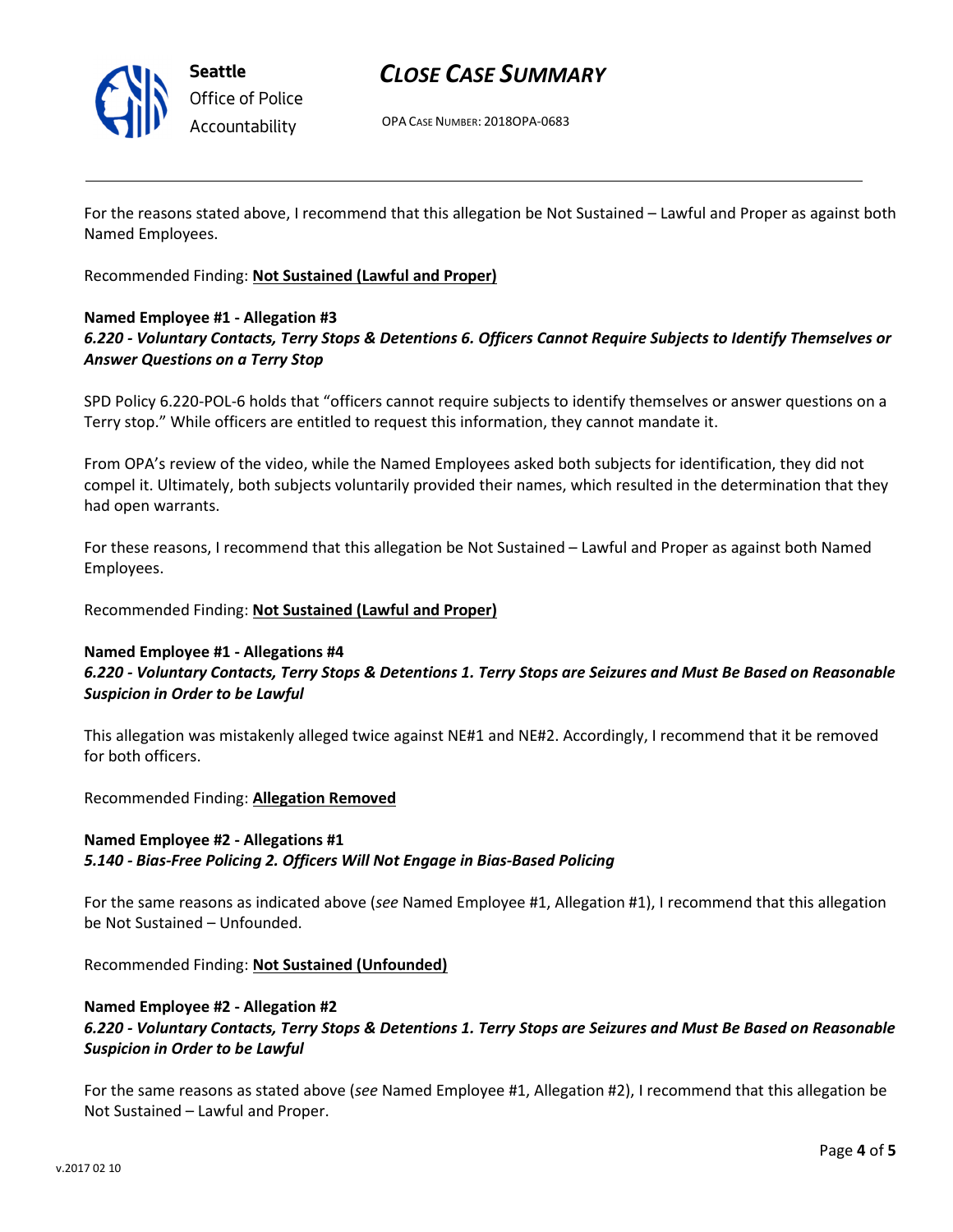For the reasons stated above, I recommend that this allegation be Not Sustained – Lawful and Proper as against both Named Employees.

Recommended Finding: **Not Sustained (Lawful and Proper)**

**Named Employee #1 - Allegation #3**
***6.220 - Voluntary Contacts, Terry Stops & Detentions 6. Officers Cannot Require Subjects to Identify Themselves or Answer Questions on a Terry Stop***

SPD Policy 6.220-POL-6 holds that "officers cannot require subjects to identify themselves or answer questions on a Terry stop." While officers are entitled to request this information, they cannot mandate it.

From OPA's review of the video, while the Named Employees asked both subjects for identification, they did not compel it. Ultimately, both subjects voluntarily provided their names, which resulted in the determination that they had open warrants.

For these reasons, I recommend that this allegation be Not Sustained – Lawful and Proper as against both Named Employees.

Recommended Finding: **Not Sustained (Lawful and Proper)**

**Named Employee #1 - Allegations #4**
***6.220 - Voluntary Contacts, Terry Stops & Detentions 1. Terry Stops are Seizures and Must Be Based on Reasonable Suspicion in Order to be Lawful***

This allegation was mistakenly alleged twice against NE#1 and NE#2. Accordingly, I recommend that it be removed for both officers.

Recommended Finding: **Allegation Removed**

**Named Employee #2 - Allegations #1**
***5.140 - Bias-Free Policing 2. Officers Will Not Engage in Bias-Based Policing***

For the same reasons as indicated above (*see* Named Employee #1, Allegation #1), I recommend that this allegation be Not Sustained – Unfounded.

Recommended Finding: **Not Sustained (Unfounded)**

**Named Employee #2 - Allegation #2**
***6.220 - Voluntary Contacts, Terry Stops & Detentions 1. Terry Stops are Seizures and Must Be Based on Reasonable Suspicion in Order to be Lawful***

For the same reasons as stated above (*see* Named Employee #1, Allegation #2), I recommend that this allegation be Not Sustained – Lawful and Proper.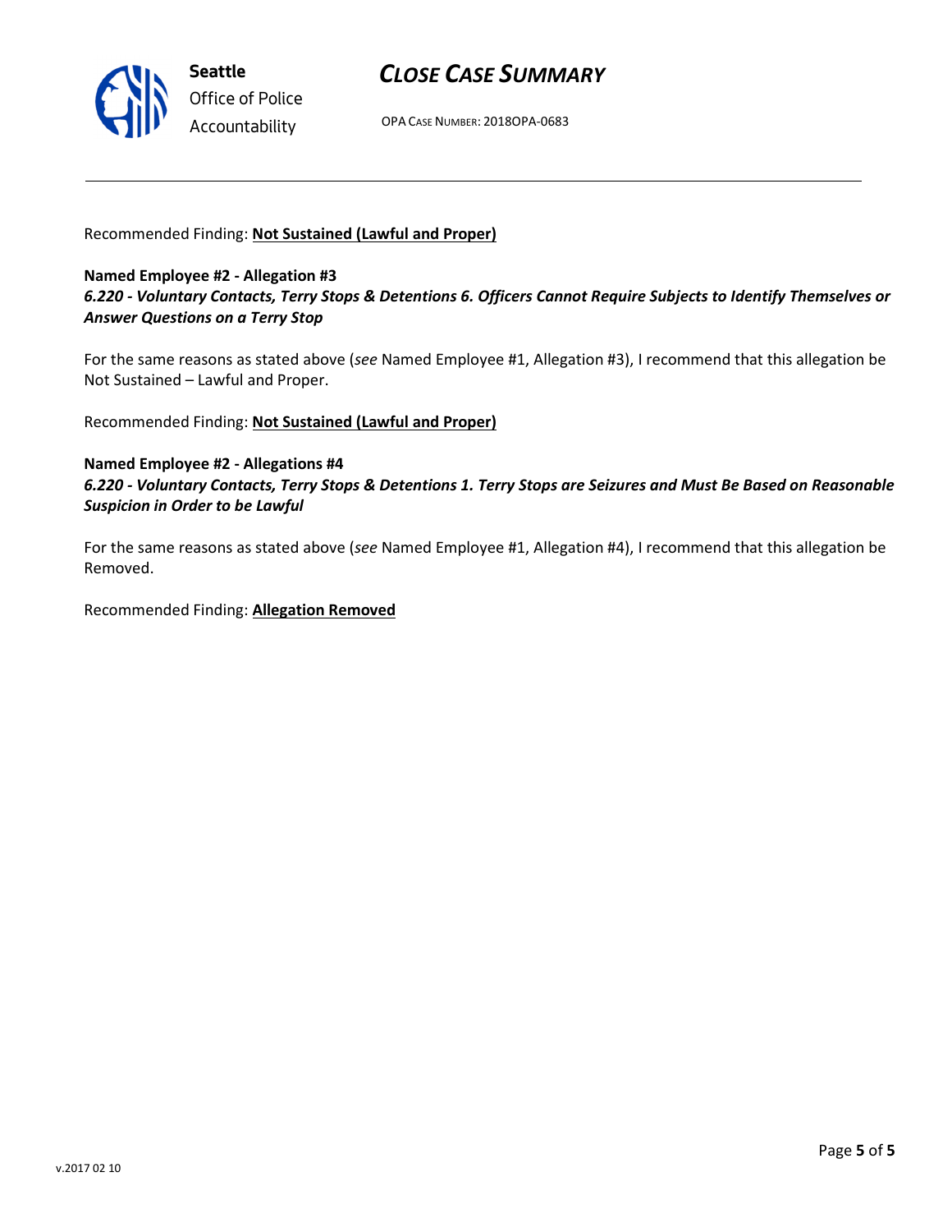Recommended Finding: **Not Sustained (Lawful and Proper)**

**Named Employee #2 - Allegation #3**
***6.220 - Voluntary Contacts, Terry Stops & Detentions 6. Officers Cannot Require Subjects to Identify Themselves or Answer Questions on a Terry Stop***

For the same reasons as stated above (*see* Named Employee #1, Allegation #3), I recommend that this allegation be Not Sustained – Lawful and Proper.

Recommended Finding: **Not Sustained (Lawful and Proper)**

**Named Employee #2 - Allegations #4**
***6.220 - Voluntary Contacts, Terry Stops & Detentions 1. Terry Stops are Seizures and Must Be Based on Reasonable Suspicion in Order to be Lawful***

For the same reasons as stated above (*see* Named Employee #1, Allegation #4), I recommend that this allegation be Removed.

Recommended Finding: **Allegation Removed**